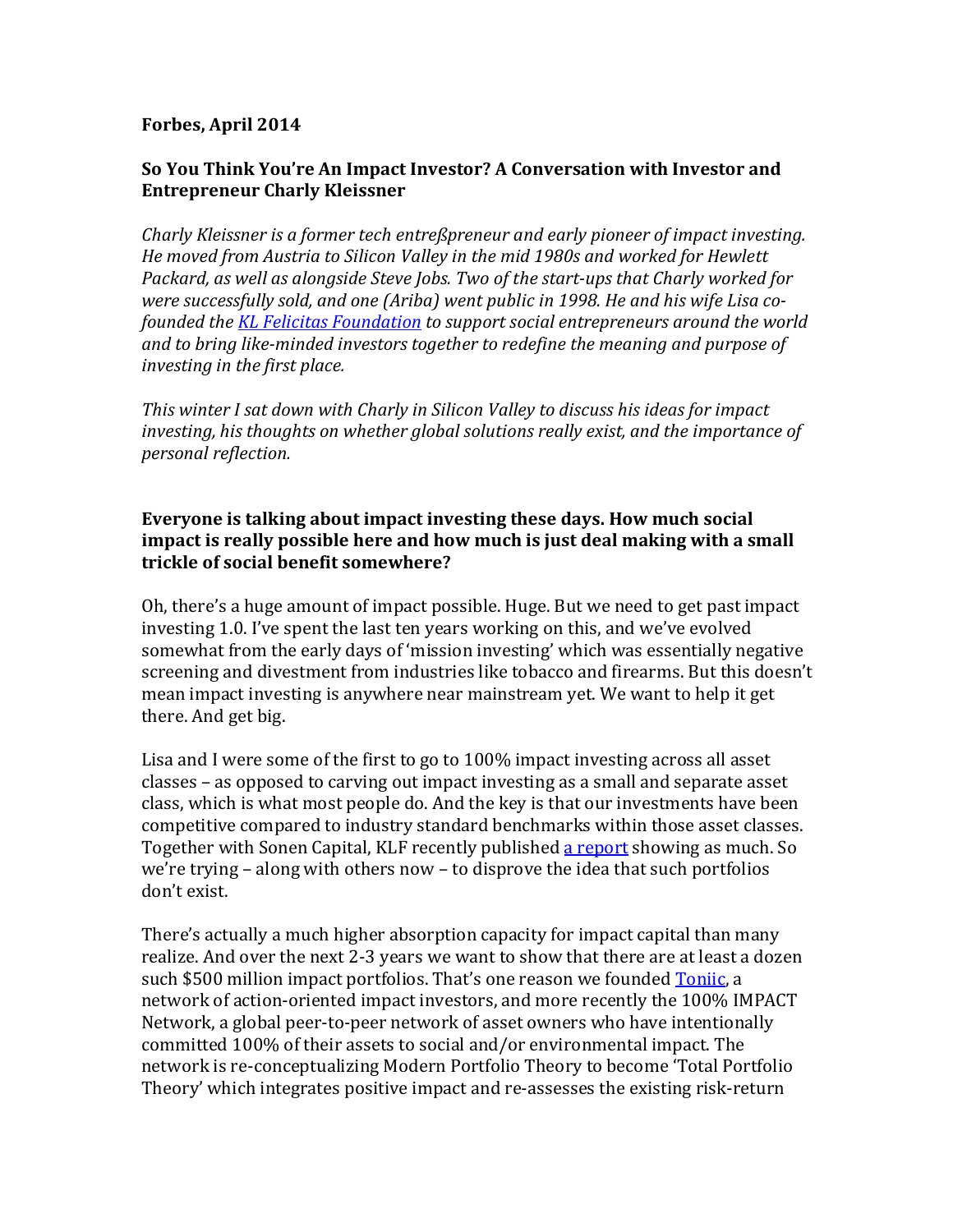**Forbes, April 2014**

## So You Think You're An Impact Investor? A Conversation with Investor and Entrepreneur Charly Kleissner

*Charly Kleissner is a former tech entreßpreneur and early pioneer of impact investing. He moved from Austria to Silicon Valley in the mid 1980s and worked for Hewlett Packard, as well as alongside Steve Jobs. Two of the start-ups that Charly worked for were successfully sold, and one (Ariba) went public in 1998. He and his wife Lisa co-founded the [KL Felicitas Foundation](#) to support social entrepreneurs around the world and to bring like-minded investors together to redefine the meaning and purpose of investing in the first place.*

*This winter I sat down with Charly in Silicon Valley to discuss his ideas for impact investing, his thoughts on whether global solutions really exist, and the importance of personal reflection.*

**Everyone is talking about impact investing these days. How much social impact is really possible here and how much is just deal making with a small trickle of social benefit somewhere?**

Oh, there's a huge amount of impact possible. Huge. But we need to get past impact investing 1.0. I've spent the last ten years working on this, and we've evolved somewhat from the early days of 'mission investing' which was essentially negative screening and divestment from industries like tobacco and firearms. But this doesn't mean impact investing is anywhere near mainstream yet. We want to help it get there. And get big.

Lisa and I were some of the first to go to 100% impact investing across all asset classes – as opposed to carving out impact investing as a small and separate asset class, which is what most people do. And the key is that our investments have been competitive compared to industry standard benchmarks within those asset classes. Together with Sonen Capital, KLF recently published [a report](#) showing as much. So we're trying – along with others now – to disprove the idea that such portfolios don't exist.

There's actually a much higher absorption capacity for impact capital than many realize. And over the next 2-3 years we want to show that there are at least a dozen such $500 million impact portfolios. That's one reason we founded [Toniic](#), a network of action-oriented impact investors, and more recently the 100% IMPACT Network, a global peer-to-peer network of asset owners who have intentionally committed 100% of their assets to social and/or environmental impact. The network is re-conceptualizing Modern Portfolio Theory to become 'Total Portfolio Theory' which integrates positive impact and re-assesses the existing risk-return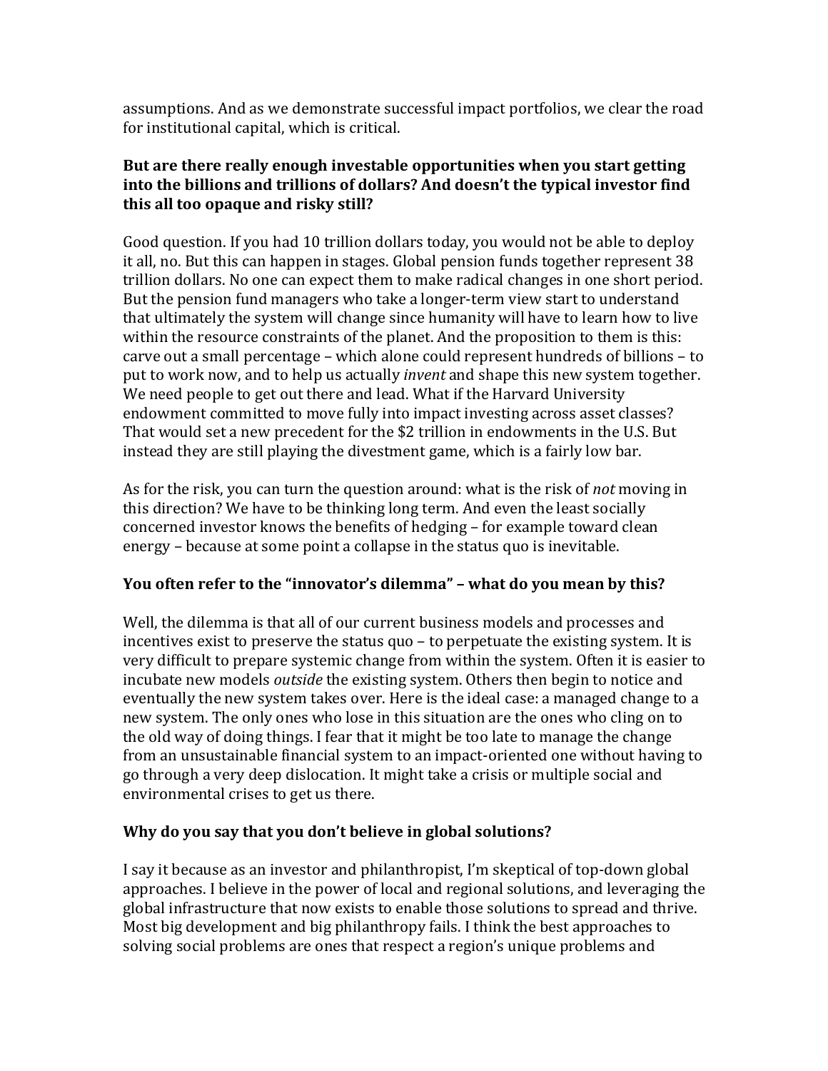assumptions. And as we demonstrate successful impact portfolios, we clear the road for institutional capital, which is critical.

**But are there really enough investable opportunities when you start getting into the billions and trillions of dollars? And doesn't the typical investor find this all too opaque and risky still?**

Good question. If you had 10 trillion dollars today, you would not be able to deploy it all, no. But this can happen in stages. Global pension funds together represent 38 trillion dollars. No one can expect them to make radical changes in one short period. But the pension fund managers who take a longer-term view start to understand that ultimately the system will change since humanity will have to learn how to live within the resource constraints of the planet. And the proposition to them is this: carve out a small percentage – which alone could represent hundreds of billions – to put to work now, and to help us actually *invent* and shape this new system together. We need people to get out there and lead. What if the Harvard University endowment committed to move fully into impact investing across asset classes? That would set a new precedent for the $2 trillion in endowments in the U.S. But instead they are still playing the divestment game, which is a fairly low bar.

As for the risk, you can turn the question around: what is the risk of *not* moving in this direction? We have to be thinking long term. And even the least socially concerned investor knows the benefits of hedging – for example toward clean energy – because at some point a collapse in the status quo is inevitable.

**You often refer to the "innovator's dilemma" – what do you mean by this?**

Well, the dilemma is that all of our current business models and processes and incentives exist to preserve the status quo – to perpetuate the existing system. It is very difficult to prepare systemic change from within the system. Often it is easier to incubate new models *outside* the existing system. Others then begin to notice and eventually the new system takes over. Here is the ideal case: a managed change to a new system. The only ones who lose in this situation are the ones who cling on to the old way of doing things. I fear that it might be too late to manage the change from an unsustainable financial system to an impact-oriented one without having to go through a very deep dislocation. It might take a crisis or multiple social and environmental crises to get us there.

**Why do you say that you don't believe in global solutions?**

I say it because as an investor and philanthropist, I'm skeptical of top-down global approaches. I believe in the power of local and regional solutions, and leveraging the global infrastructure that now exists to enable those solutions to spread and thrive. Most big development and big philanthropy fails. I think the best approaches to solving social problems are ones that respect a region's unique problems and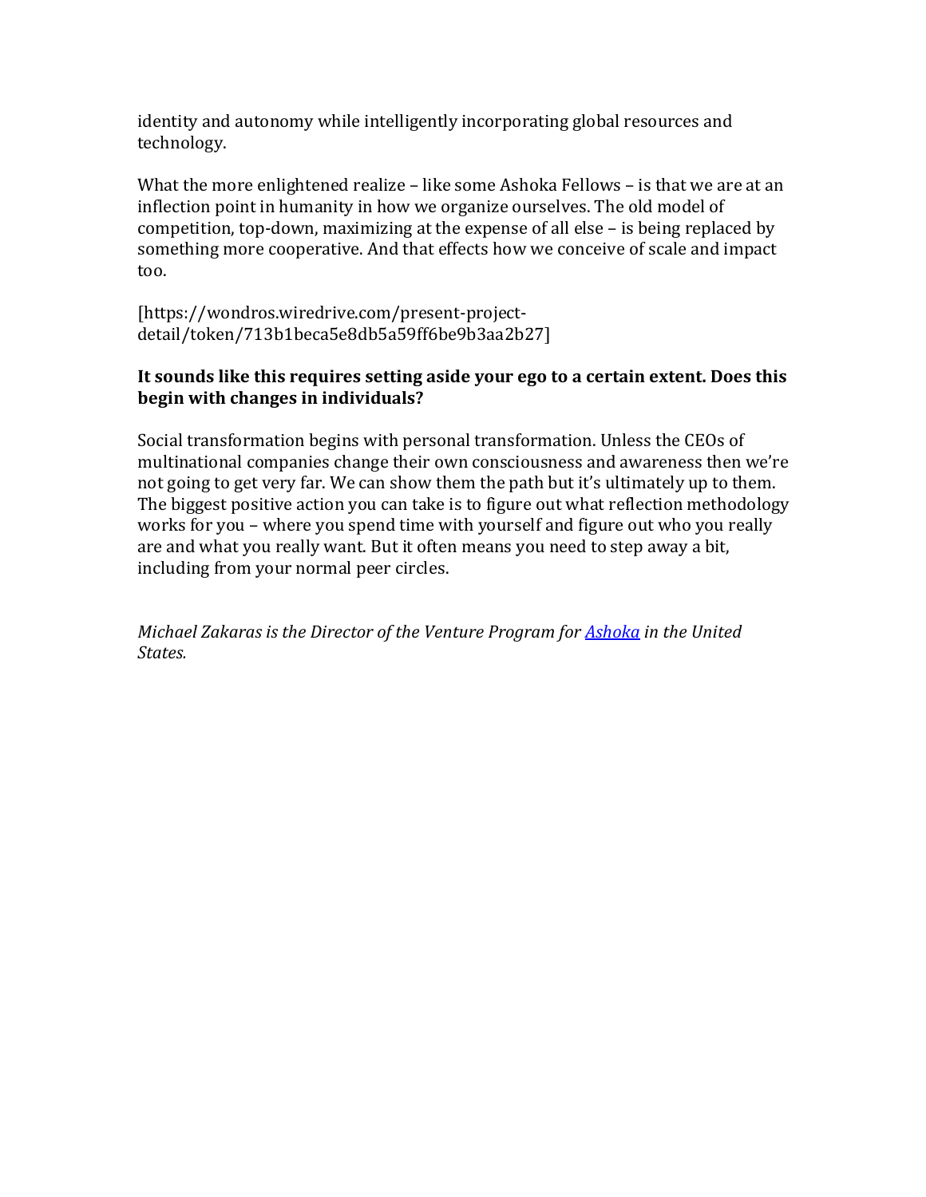identity and autonomy while intelligently incorporating global resources and technology.

What the more enlightened realize – like some Ashoka Fellows – is that we are at an inflection point in humanity in how we organize ourselves. The old model of competition, top-down, maximizing at the expense of all else – is being replaced by something more cooperative. And that effects how we conceive of scale and impact too.

[https://wondros.wiredrive.com/present-project-detail/token/713b1beca5e8db5a59ff6be9b3aa2b27]

**It sounds like this requires setting aside your ego to a certain extent. Does this begin with changes in individuals?**

Social transformation begins with personal transformation. Unless the CEOs of multinational companies change their own consciousness and awareness then we're not going to get very far. We can show them the path but it's ultimately up to them. The biggest positive action you can take is to figure out what reflection methodology works for you – where you spend time with yourself and figure out who you really are and what you really want. But it often means you need to step away a bit, including from your normal peer circles.

*Michael Zakaras is the Director of the Venture Program for [Ashoka]() in the United States.*